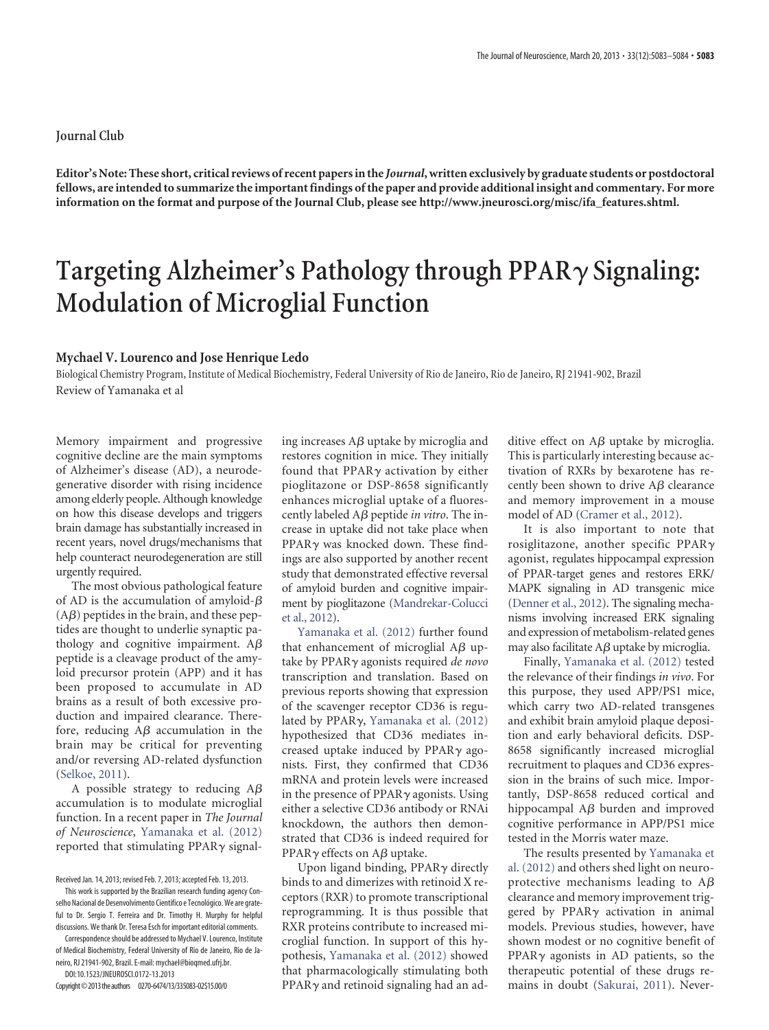Journal Club

**Editor's Note: These short, critical reviews of recent papers in the *Journal*, written exclusively by graduate students or postdoctoral fellows, are intended to summarize the important findings of the paper and provide additional insight and commentary. For more information on the format and purpose of the Journal Club, please see http://www.jneurosci.org/misc/ifa_features.shtml.**

# Targeting Alzheimer's Pathology through PPAR$\gamma$ Signaling: Modulation of Microglial Function

**Mychael V. Lourenco and Jose Henrique Ledo**

Biological Chemistry Program, Institute of Medical Biochemistry, Federal University of Rio de Janeiro, Rio de Janeiro, RJ 21941-902, Brazil

Review of Yamanaka et al

Memory impairment and progressive cognitive decline are the main symptoms of Alzheimer's disease (AD), a neurodegenerative disorder with rising incidence among elderly people. Although knowledge on how this disease develops and triggers brain damage has substantially increased in recent years, novel drugs/mechanisms that help counteract neurodegeneration are still urgently required.

The most obvious pathological feature of AD is the accumulation of amyloid-$\beta$ (A$\beta$) peptides in the brain, and these peptides are thought to underlie synaptic pathology and cognitive impairment. A$\beta$ peptide is a cleavage product of the amyloid precursor protein (APP) and it has been proposed to accumulate in AD brains as a result of both excessive production and impaired clearance. Therefore, reducing A$\beta$ accumulation in the brain may be critical for preventing and/or reversing AD-related dysfunction (Selkoe, 2011).

A possible strategy to reducing A$\beta$ accumulation is to modulate microglial function. In a recent paper in *The Journal of Neuroscience*, Yamanaka et al. (2012) reported that stimulating PPAR$\gamma$ signaling increases A$\beta$ uptake by microglia and restores cognition in mice. They initially found that PPAR$\gamma$ activation by either pioglitazone or DSP-8658 significantly enhances microglial uptake of a fluorescently labeled A$\beta$ peptide *in vitro*. The increase in uptake did not take place when PPAR$\gamma$ was knocked down. These findings are also supported by another recent study that demonstrated effective reversal of amyloid burden and cognitive impairment by pioglitazone (Mandrekar-Colucci et al., 2012).

Yamanaka et al. (2012) further found that enhancement of microglial A$\beta$ uptake by PPAR$\gamma$ agonists required *de novo* transcription and translation. Based on previous reports showing that expression of the scavenger receptor CD36 is regulated by PPAR$\gamma$, Yamanaka et al. (2012) hypothesized that CD36 mediates increased uptake induced by PPAR$\gamma$ agonists. First, they confirmed that CD36 mRNA and protein levels were increased in the presence of PPAR$\gamma$ agonists. Using either a selective CD36 antibody or RNAi knockdown, the authors then demonstrated that CD36 is indeed required for PPAR$\gamma$ effects on A$\beta$ uptake.

Upon ligand binding, PPAR$\gamma$ directly binds to and dimerizes with retinoid X receptors (RXR) to promote transcriptional reprogramming. It is thus possible that RXR proteins contribute to increased microglial function. In support of this hypothesis, Yamanaka et al. (2012) showed that pharmacologically stimulating both PPAR$\gamma$ and retinoid signaling had an additive effect on A$\beta$ uptake by microglia. This is particularly interesting because activation of RXRs by bexarotene has recently been shown to drive A$\beta$ clearance and memory improvement in a mouse model of AD (Cramer et al., 2012).

It is also important to note that rosiglitazone, another specific PPAR$\gamma$ agonist, regulates hippocampal expression of PPAR-target genes and restores ERK/MAPK signaling in AD transgenic mice (Denner et al., 2012). The signaling mechanisms involving increased ERK signaling and expression of metabolism-related genes may also facilitate A$\beta$ uptake by microglia.

Finally, Yamanaka et al. (2012) tested the relevance of their findings *in vivo*. For this purpose, they used APP/PS1 mice, which carry two AD-related transgenes and exhibit brain amyloid plaque deposition and early behavioral deficits. DSP-8658 significantly increased microglial recruitment to plaques and CD36 expression in the brains of such mice. Importantly, DSP-8658 reduced cortical and hippocampal A$\beta$ burden and improved cognitive performance in APP/PS1 mice tested in the Morris water maze.

The results presented by Yamanaka et al. (2012) and others shed light on neuroprotective mechanisms leading to A$\beta$ clearance and memory improvement triggered by PPAR$\gamma$ activation in animal models. Previous studies, however, have shown modest or no cognitive benefit of PPAR$\gamma$ agonists in AD patients, so the therapeutic potential of these drugs remains in doubt (Sakurai, 2011). Never-

Received Jan. 14, 2013; revised Feb. 7, 2013; accepted Feb. 13, 2013.

This work is supported by the Brazilian research funding agency Conselho Nacional de Desenvolvimento Científico e Tecnológico. We are grateful to Dr. Sergio T. Ferreira and Dr. Timothy H. Murphy for helpful discussions. We thank Dr. Teresa Esch for important editorial comments.

Correspondence should be addressed to Mychael V. Lourenco, Institute of Medical Biochemistry, Federal University of Rio de Janeiro, Rio de Janeiro, RJ 21941-902, Brazil. E-mail: mychael@bioqmed.ufrj.br.

DOI:10.1523/JNEUROSCI.0172-13.2013

Copyright © 2013 the authors 0270-6474/13/335083-02$15.00/0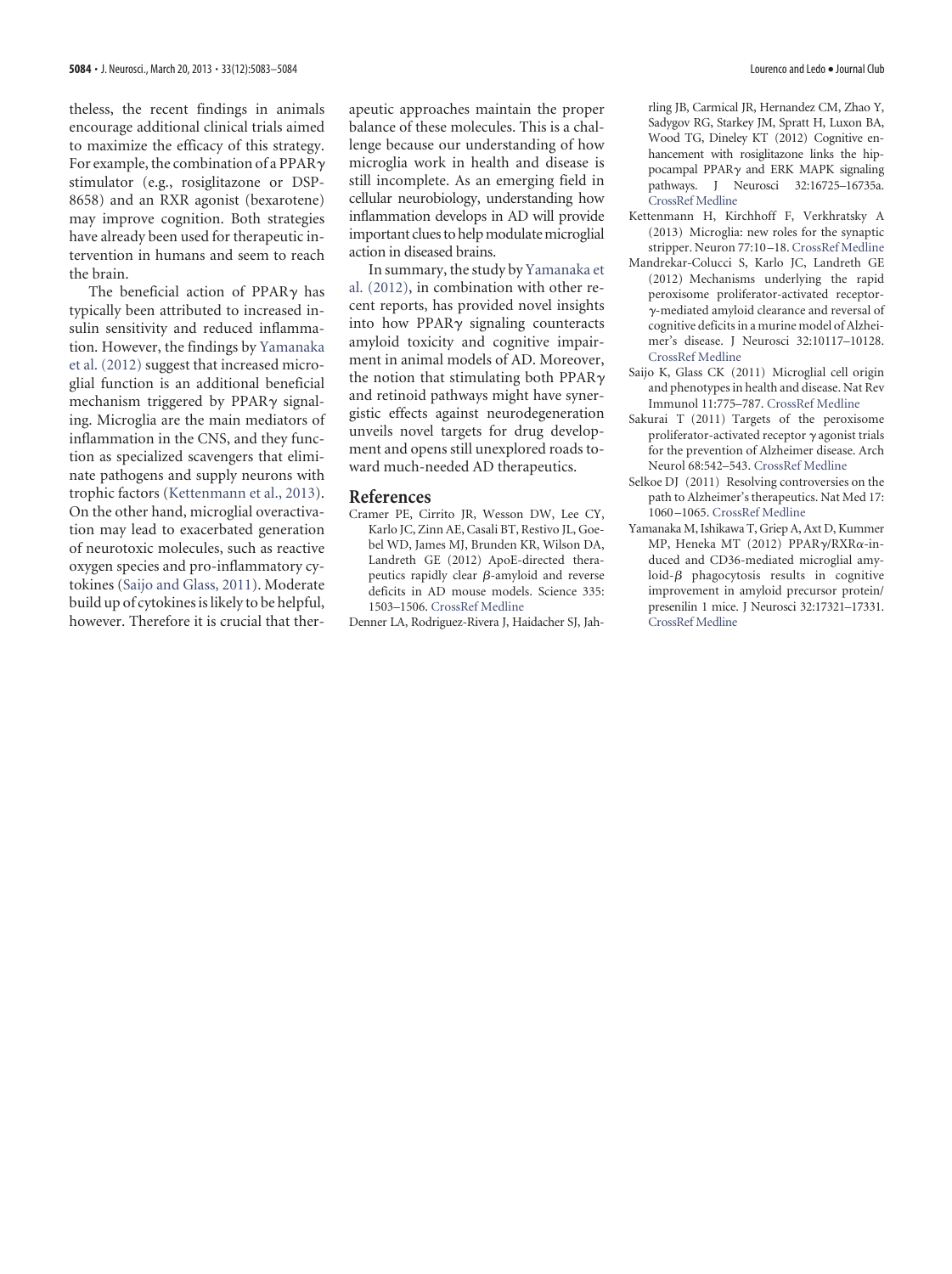theless, the recent findings in animals encourage additional clinical trials aimed to maximize the efficacy of this strategy. For example, the combination of a PPARγ stimulator (e.g., rosiglitazone or DSP-8658) and an RXR agonist (bexarotene) may improve cognition. Both strategies have already been used for therapeutic intervention in humans and seem to reach the brain.

The beneficial action of PPARγ has typically been attributed to increased insulin sensitivity and reduced inflammation. However, the findings by Yamanaka et al. (2012) suggest that increased microglial function is an additional beneficial mechanism triggered by PPARγ signaling. Microglia are the main mediators of inflammation in the CNS, and they function as specialized scavengers that eliminate pathogens and supply neurons with trophic factors (Kettenmann et al., 2013). On the other hand, microglial overactivation may lead to exacerbated generation of neurotoxic molecules, such as reactive oxygen species and pro-inflammatory cytokines (Saijo and Glass, 2011). Moderate build up of cytokines is likely to be helpful, however. Therefore it is crucial that therapeutic approaches maintain the proper balance of these molecules. This is a challenge because our understanding of how microglia work in health and disease is still incomplete. As an emerging field in cellular neurobiology, understanding how inflammation develops in AD will provide important clues to help modulate microglial action in diseased brains.

In summary, the study by Yamanaka et al. (2012), in combination with other recent reports, has provided novel insights into how PPARγ signaling counteracts amyloid toxicity and cognitive impairment in animal models of AD. Moreover, the notion that stimulating both PPARγ and retinoid pathways might have synergistic effects against neurodegeneration unveils novel targets for drug development and opens still unexplored roads toward much-needed AD therapeutics.

## References

Cramer PE, Cirrito JR, Wesson DW, Lee CY, Karlo JC, Zinn AE, Casali BT, Restivo JL, Goebel WD, James MJ, Brunden KR, Wilson DA, Landreth GE (2012) ApoE-directed therapeutics rapidly clear β-amyloid and reverse deficits in AD mouse models. Science 335: 1503–1506. CrossRef Medline

Denner LA, Rodriguez-Rivera J, Haidacher SJ, Jahrling JB, Carmical JR, Hernandez CM, Zhao Y, Sadygov RG, Starkey JM, Spratt H, Luxon BA, Wood TG, Dineley KT (2012) Cognitive enhancement with rosiglitazone links the hippocampal PPARγ and ERK MAPK signaling pathways. J Neurosci 32:16725–16735a. CrossRef Medline

Kettenmann H, Kirchhoff F, Verkhratsky A (2013) Microglia: new roles for the synaptic stripper. Neuron 77:10–18. CrossRef Medline

Mandrekar-Colucci S, Karlo JC, Landreth GE (2012) Mechanisms underlying the rapid peroxisome proliferator-activated receptor-γ-mediated amyloid clearance and reversal of cognitive deficits in a murine model of Alzheimer's disease. J Neurosci 32:10117–10128. CrossRef Medline

Saijo K, Glass CK (2011) Microglial cell origin and phenotypes in health and disease. Nat Rev Immunol 11:775–787. CrossRef Medline

Sakurai T (2011) Targets of the peroxisome proliferator-activated receptor γ agonist trials for the prevention of Alzheimer disease. Arch Neurol 68:542–543. CrossRef Medline

Selkoe DJ (2011) Resolving controversies on the path to Alzheimer's therapeutics. Nat Med 17: 1060–1065. CrossRef Medline

Yamanaka M, Ishikawa T, Griep A, Axt D, Kummer MP, Heneka MT (2012) PPARγ/RXRα-induced and CD36-mediated microglial amyloid-β phagocytosis results in cognitive improvement in amyloid precursor protein/presenilin 1 mice. J Neurosci 32:17321–17331. CrossRef Medline